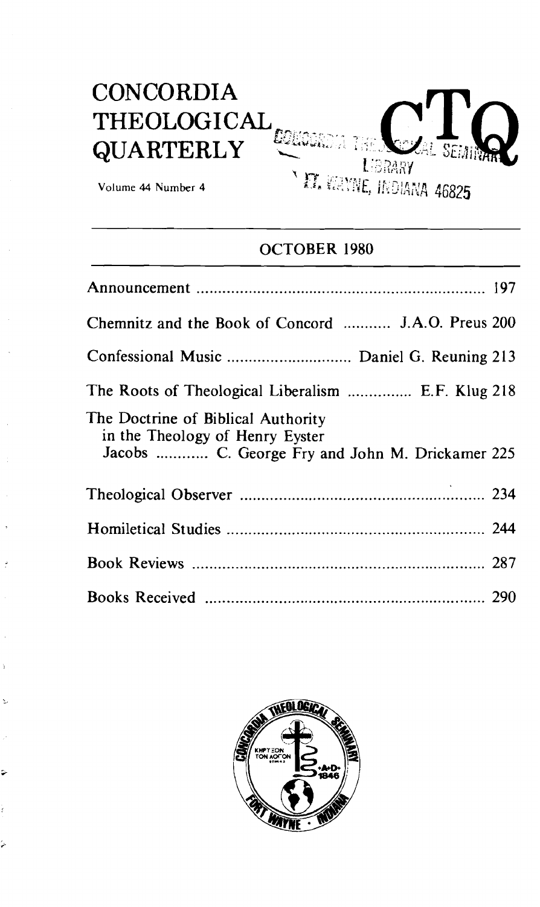# CONCORDIA THEOLOGICAL QUARTERLY

Volume 44 Number 4

## OCTOBER 1980

| | |
|---|---|
| Announcement | 197 |
| Chemnitz and the Book of Concord ........... J.A.O. Preus | 200 |
| Confessional Music ............................ Daniel G. Reuning | 213 |
| The Roots of Theological Liberalism ............... E.F. Klug | 218 |
| The Doctrine of Biblical Authority in the Theology of Henry Eyster Jacobs ............ C. George Fry and John M. Drickamer | 225 |
| Theological Observer | 234 |
| Homiletical Studies | 244 |
| Book Reviews | 287 |
| Books Received | 290 |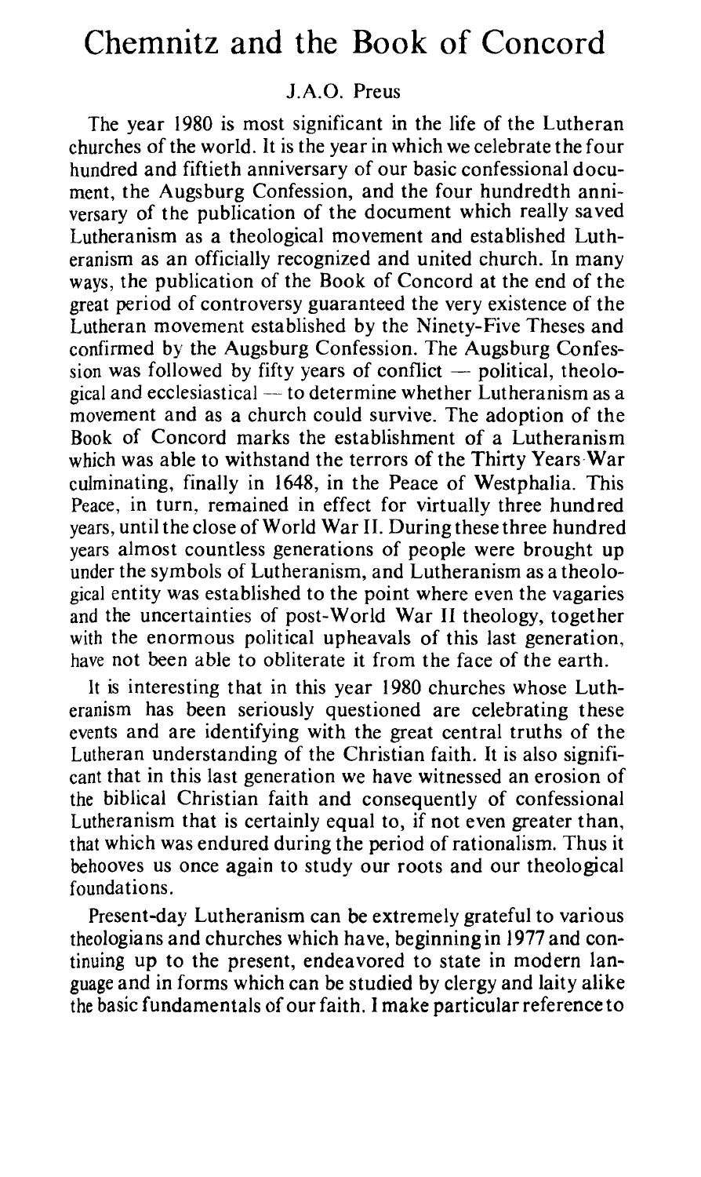# Chemnitz and the Book of Concord

J.A.O. Preus

The year 1980 is most significant in the life of the Lutheran churches of the world. It is the year in which we celebrate the four hundred and fiftieth anniversary of our basic confessional document, the Augsburg Confession, and the four hundredth anniversary of the publication of the document which really saved Lutheranism as a theological movement and established Lutheranism as an officially recognized and united church. In many ways, the publication of the Book of Concord at the end of the great period of controversy guaranteed the very existence of the Lutheran movement established by the Ninety-Five Theses and confirmed by the Augsburg Confession. The Augsburg Confession was followed by fifty years of conflict — political, theological and ecclesiastical — to determine whether Lutheranism as a movement and as a church could survive. The adoption of the Book of Concord marks the establishment of a Lutheranism which was able to withstand the terrors of the Thirty Years War culminating, finally in 1648, in the Peace of Westphalia. This Peace, in turn, remained in effect for virtually three hundred years, until the close of World War II. During these three hundred years almost countless generations of people were brought up under the symbols of Lutheranism, and Lutheranism as a theological entity was established to the point where even the vagaries and the uncertainties of post-World War II theology, together with the enormous political upheavals of this last generation, have not been able to obliterate it from the face of the earth.

It is interesting that in this year 1980 churches whose Lutheranism has been seriously questioned are celebrating these events and are identifying with the great central truths of the Lutheran understanding of the Christian faith. It is also significant that in this last generation we have witnessed an erosion of the biblical Christian faith and consequently of confessional Lutheranism that is certainly equal to, if not even greater than, that which was endured during the period of rationalism. Thus it behooves us once again to study our roots and our theological foundations.

Present-day Lutheranism can be extremely grateful to various theologians and churches which have, beginning in 1977 and continuing up to the present, endeavored to state in modern language and in forms which can be studied by clergy and laity alike the basic fundamentals of our faith. I make particular reference to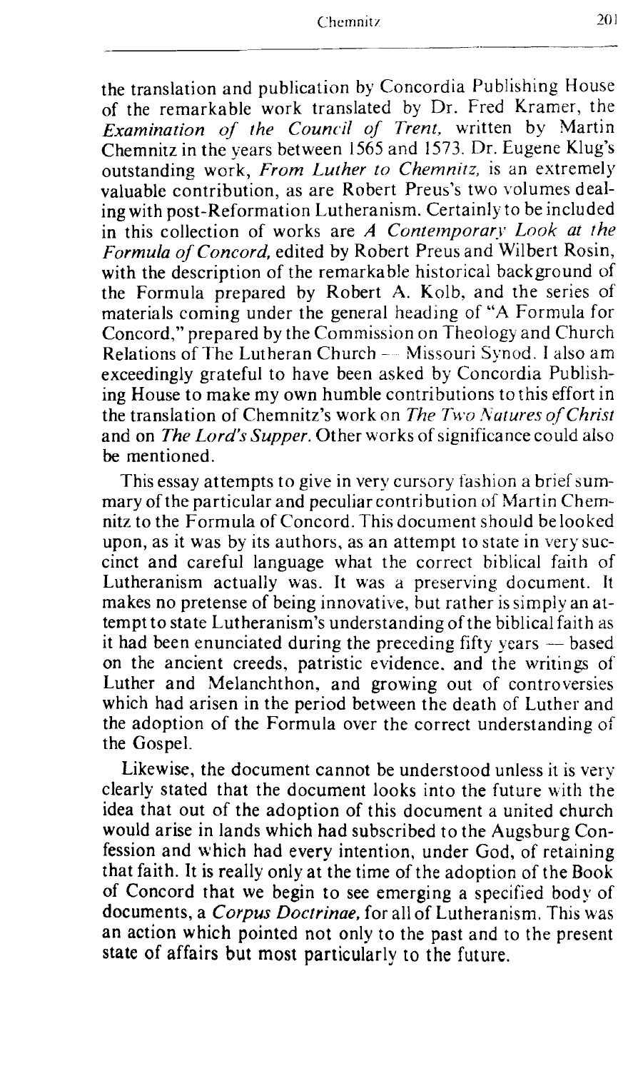the translation and publication by Concordia Publishing House of the remarkable work translated by Dr. Fred Kramer, the *Examination of the Council of Trent,* written by Martin Chemnitz in the years between 1565 and 1573. Dr. Eugene Klug's outstanding work, *From Luther to Chemnitz,* is an extremely valuable contribution, as are Robert Preus's two volumes dealing with post-Reformation Lutheranism. Certainly to be included in this collection of works are *A Contemporary Look at the Formula of Concord,* edited by Robert Preus and Wilbert Rosin, with the description of the remarkable historical background of the Formula prepared by Robert A. Kolb, and the series of materials coming under the general heading of "A Formula for Concord," prepared by the Commission on Theology and Church Relations of The Lutheran Church — Missouri Synod. I also am exceedingly grateful to have been asked by Concordia Publishing House to make my own humble contributions to this effort in the translation of Chemnitz's work on *The Two Natures of Christ* and on *The Lord's Supper.* Other works of significance could also be mentioned.

This essay attempts to give in very cursory fashion a brief summary of the particular and peculiar contribution of Martin Chemnitz to the Formula of Concord. This document should be looked upon, as it was by its authors, as an attempt to state in very succinct and careful language what the correct biblical faith of Lutheranism actually was. It was a preserving document. It makes no pretense of being innovative, but rather is simply an attempt to state Lutheranism's understanding of the biblical faith as it had been enunciated during the preceding fifty years — based on the ancient creeds, patristic evidence, and the writings of Luther and Melanchthon, and growing out of controversies which had arisen in the period between the death of Luther and the adoption of the Formula over the correct understanding of the Gospel.

Likewise, the document cannot be understood unless it is very clearly stated that the document looks into the future with the idea that out of the adoption of this document a united church would arise in lands which had subscribed to the Augsburg Confession and which had every intention, under God, of retaining that faith. It is really only at the time of the adoption of the Book of Concord that we begin to see emerging a specified body of documents, a *Corpus Doctrinae,* for all of Lutheranism. This was an action which pointed not only to the past and to the present state of affairs but most particularly to the future.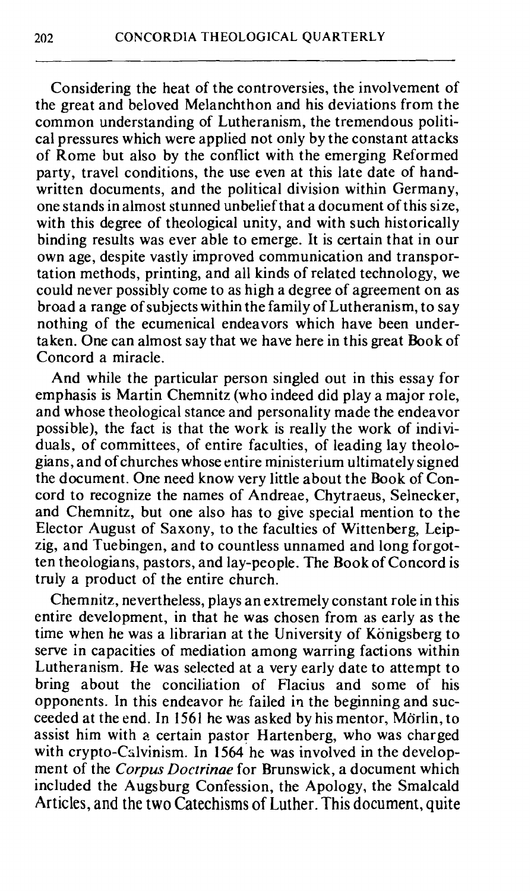Considering the heat of the controversies, the involvement of the great and beloved Melanchthon and his deviations from the common understanding of Lutheranism, the tremendous political pressures which were applied not only by the constant attacks of Rome but also by the conflict with the emerging Reformed party, travel conditions, the use even at this late date of handwritten documents, and the political division within Germany, one stands in almost stunned unbelief that a document of this size, with this degree of theological unity, and with such historically binding results was ever able to emerge. It is certain that in our own age, despite vastly improved communication and transportation methods, printing, and all kinds of related technology, we could never possibly come to as high a degree of agreement on as broad a range of subjects within the family of Lutheranism, to say nothing of the ecumenical endeavors which have been undertaken. One can almost say that we have here in this great Book of Concord a miracle.

And while the particular person singled out in this essay for emphasis is Martin Chemnitz (who indeed did play a major role, and whose theological stance and personality made the endeavor possible), the fact is that the work is really the work of individuals, of committees, of entire faculties, of leading lay theologians, and of churches whose entire ministerium ultimately signed the document. One need know very little about the Book of Concord to recognize the names of Andreae, Chytraeus, Selnecker, and Chemnitz, but one also has to give special mention to the Elector August of Saxony, to the faculties of Wittenberg, Leipzig, and Tuebingen, and to countless unnamed and long forgotten theologians, pastors, and lay-people. The Book of Concord is truly a product of the entire church.

Chemnitz, nevertheless, plays an extremely constant role in this entire development, in that he was chosen from as early as the time when he was a librarian at the University of Königsberg to serve in capacities of mediation among warring factions within Lutheranism. He was selected at a very early date to attempt to bring about the conciliation of Flacius and some of his opponents. In this endeavor he failed in the beginning and succeeded at the end. In 1561 he was asked by his mentor, Mörlin, to assist him with a certain pastor Hartenberg, who was charged with crypto-Calvinism. In 1564 he was involved in the development of the *Corpus Doctrinae* for Brunswick, a document which included the Augsburg Confession, the Apology, the Smalcald Articles, and the two Catechisms of Luther. This document, quite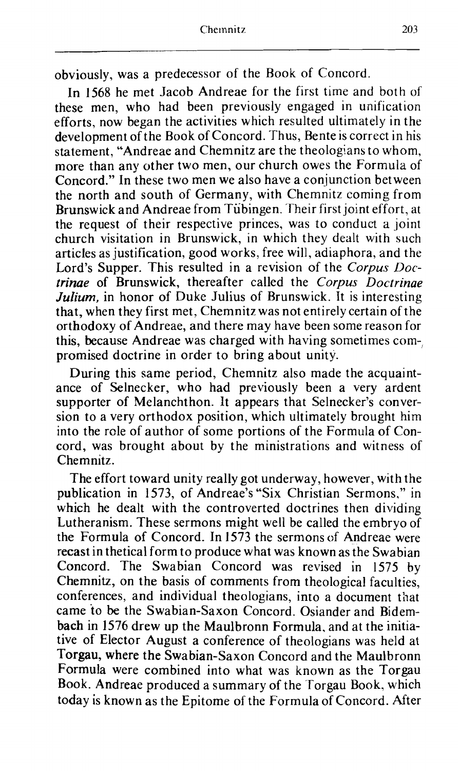obviously, was a predecessor of the Book of Concord.

In 1568 he met Jacob Andreae for the first time and both of these men, who had been previously engaged in unification efforts, now began the activities which resulted ultimately in the development of the Book of Concord. Thus, Bente is correct in his statement, "Andreae and Chemnitz are the theologians to whom, more than any other two men, our church owes the Formula of Concord." In these two men we also have a conjunction between the north and south of Germany, with Chemnitz coming from Brunswick and Andreae from Tübingen. Their first joint effort, at the request of their respective princes, was to conduct a joint church visitation in Brunswick, in which they dealt with such articles as justification, good works, free will, adiaphora, and the Lord's Supper. This resulted in a revision of the *Corpus Doctrinae* of Brunswick, thereafter called the *Corpus Doctrinae Julium,* in honor of Duke Julius of Brunswick. It is interesting that, when they first met, Chemnitz was not entirely certain of the orthodoxy of Andreae, and there may have been some reason for this, because Andreae was charged with having sometimes compromised doctrine in order to bring about unity.

During this same period, Chemnitz also made the acquaintance of Selnecker, who had previously been a very ardent supporter of Melanchthon. It appears that Selnecker's conversion to a very orthodox position, which ultimately brought him into the role of author of some portions of the Formula of Concord, was brought about by the ministrations and witness of Chemnitz.

The effort toward unity really got underway, however, with the publication in 1573, of Andreae's "Six Christian Sermons," in which he dealt with the controverted doctrines then dividing Lutheranism. These sermons might well be called the embryo of the Formula of Concord. In 1573 the sermons of Andreae were recast in thetical form to produce what was known as the Swabian Concord. The Swabian Concord was revised in 1575 by Chemnitz, on the basis of comments from theological faculties, conferences, and individual theologians, into a document that came to be the Swabian-Saxon Concord. Osiander and Bidembach in 1576 drew up the Maulbronn Formula, and at the initiative of Elector August a conference of theologians was held at Torgau, where the Swabian-Saxon Concord and the Maulbronn Formula were combined into what was known as the Torgau Book. Andreae produced a summary of the Torgau Book, which today is known as the Epitome of the Formula of Concord. After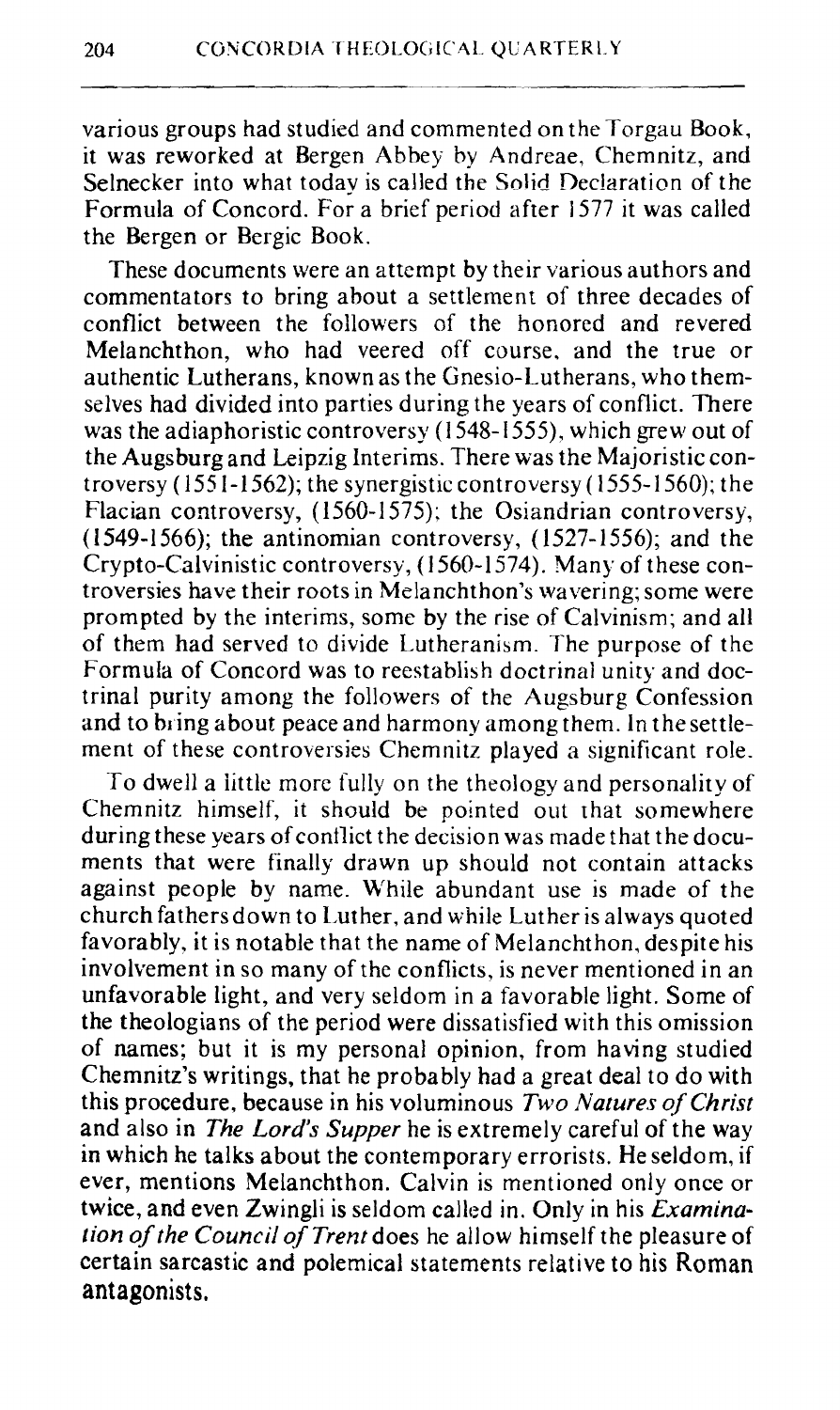various groups had studied and commented on the Torgau Book, it was reworked at Bergen Abbey by Andreae, Chemnitz, and Selnecker into what today is called the Solid Declaration of the Formula of Concord. For a brief period after 1577 it was called the Bergen or Bergic Book.

These documents were an attempt by their various authors and commentators to bring about a settlement of three decades of conflict between the followers of the honored and revered Melanchthon, who had veered off course, and the true or authentic Lutherans, known as the Gnesio-Lutherans, who themselves had divided into parties during the years of conflict. There was the adiaphoristic controversy (1548-1555), which grew out of the Augsburg and Leipzig Interims. There was the Majoristic controversy (1551-1562); the synergistic controversy (1555-1560); the Flacian controversy, (1560-1575); the Osiandrian controversy, (1549-1566); the antinomian controversy, (1527-1556); and the Crypto-Calvinistic controversy, (1560-1574). Many of these controversies have their roots in Melanchthon's wavering; some were prompted by the interims, some by the rise of Calvinism; and all of them had served to divide Lutheranism. The purpose of the Formula of Concord was to reestablish doctrinal unity and doctrinal purity among the followers of the Augsburg Confession and to bring about peace and harmony among them. In the settlement of these controversies Chemnitz played a significant role.

To dwell a little more fully on the theology and personality of Chemnitz himself, it should be pointed out that somewhere during these years of conflict the decision was made that the documents that were finally drawn up should not contain attacks against people by name. While abundant use is made of the church fathers down to Luther, and while Luther is always quoted favorably, it is notable that the name of Melanchthon, despite his involvement in so many of the conflicts, is never mentioned in an unfavorable light, and very seldom in a favorable light. Some of the theologians of the period were dissatisfied with this omission of names; but it is my personal opinion, from having studied Chemnitz's writings, that he probably had a great deal to do with this procedure, because in his voluminous *Two Natures of Christ* and also in *The Lord's Supper* he is extremely careful of the way in which he talks about the contemporary errorists. He seldom, if ever, mentions Melanchthon. Calvin is mentioned only once or twice, and even Zwingli is seldom called in. Only in his *Examination of the Council of Trent* does he allow himself the pleasure of certain sarcastic and polemical statements relative to his Roman antagonists.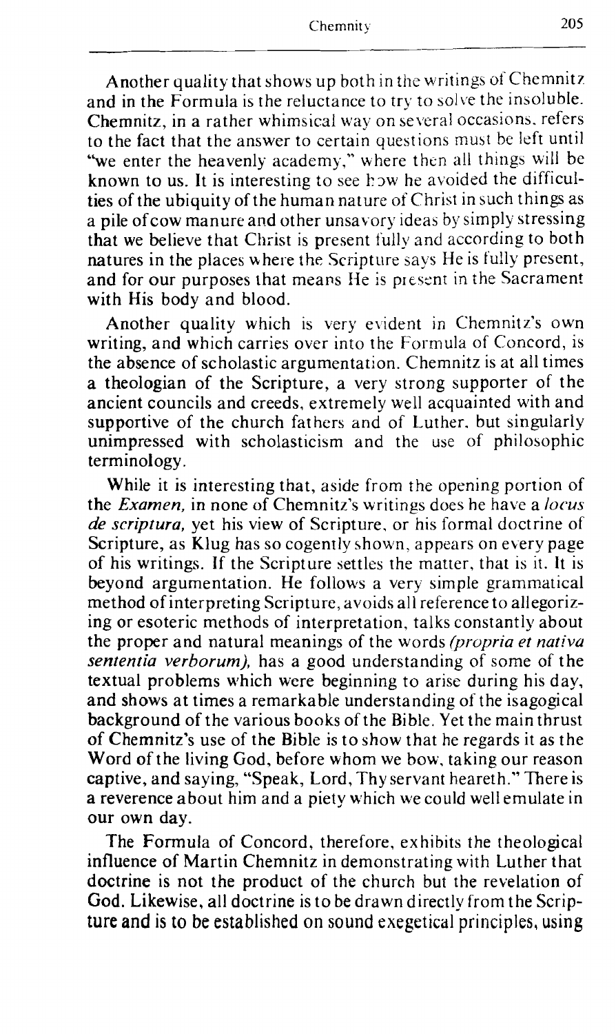Another quality that shows up both in the writings of Chemnitz and in the Formula is the reluctance to try to solve the insoluble. Chemnitz, in a rather whimsical way on several occasions, refers to the fact that the answer to certain questions must be left until "we enter the heavenly academy," where then all things will be known to us. It is interesting to see how he avoided the difficulties of the ubiquity of the human nature of Christ in such things as a pile of cow manure and other unsavory ideas by simply stressing that we believe that Christ is present fully and according to both natures in the places where the Scripture says He is fully present, and for our purposes that means He is present in the Sacrament with His body and blood.

Another quality which is very evident in Chemnitz's own writing, and which carries over into the Formula of Concord, is the absence of scholastic argumentation. Chemnitz is at all times a theologian of the Scripture, a very strong supporter of the ancient councils and creeds, extremely well acquainted with and supportive of the church fathers and of Luther, but singularly unimpressed with scholasticism and the use of philosophic terminology.

While it is interesting that, aside from the opening portion of the *Examen,* in none of Chemnitz's writings does he have a *locus de scriptura,* yet his view of Scripture, or his formal doctrine of Scripture, as Klug has so cogently shown, appears on every page of his writings. If the Scripture settles the matter, that is it. It is beyond argumentation. He follows a very simple grammatical method of interpreting Scripture, avoids all reference to allegorizing or esoteric methods of interpretation, talks constantly about the proper and natural meanings of the words *(propria et nativa sententia verborum),* has a good understanding of some of the textual problems which were beginning to arise during his day, and shows at times a remarkable understanding of the isagogical background of the various books of the Bible. Yet the main thrust of Chemnitz's use of the Bible is to show that he regards it as the Word of the living God, before whom we bow, taking our reason captive, and saying, "Speak, Lord, Thy servant heareth." There is a reverence about him and a piety which we could well emulate in our own day.

The Formula of Concord, therefore, exhibits the theological influence of Martin Chemnitz in demonstrating with Luther that doctrine is not the product of the church but the revelation of God. Likewise, all doctrine is to be drawn directly from the Scripture and is to be established on sound exegetical principles, using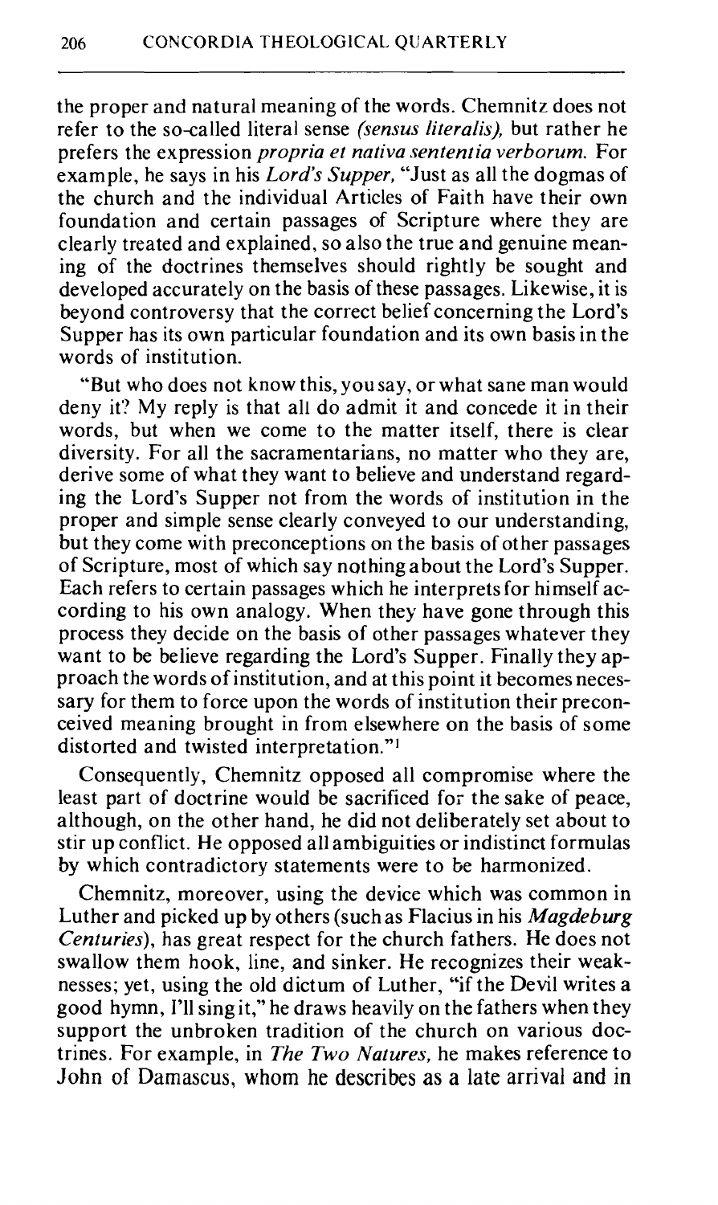the proper and natural meaning of the words. Chemnitz does not refer to the so-called literal sense *(sensus literalis),* but rather he prefers the expression *propria et nativa sententia verborum.* For example, he says in his *Lord's Supper,* "Just as all the dogmas of the church and the individual Articles of Faith have their own foundation and certain passages of Scripture where they are clearly treated and explained, so also the true and genuine meaning of the doctrines themselves should rightly be sought and developed accurately on the basis of these passages. Likewise, it is beyond controversy that the correct belief concerning the Lord's Supper has its own particular foundation and its own basis in the words of institution.

"But who does not know this, you say, or what sane man would deny it? My reply is that all do admit it and concede it in their words, but when we come to the matter itself, there is clear diversity. For all the sacramentarians, no matter who they are, derive some of what they want to believe and understand regarding the Lord's Supper not from the words of institution in the proper and simple sense clearly conveyed to our understanding, but they come with preconceptions on the basis of other passages of Scripture, most of which say nothing about the Lord's Supper. Each refers to certain passages which he interprets for himself according to his own analogy. When they have gone through this process they decide on the basis of other passages whatever they want to be believe regarding the Lord's Supper. Finally they approach the words of institution, and at this point it becomes necessary for them to force upon the words of institution their preconceived meaning brought in from elsewhere on the basis of some distorted and twisted interpretation."[1]

Consequently, Chemnitz opposed all compromise where the least part of doctrine would be sacrificed for the sake of peace, although, on the other hand, he did not deliberately set about to stir up conflict. He opposed all ambiguities or indistinct formulas by which contradictory statements were to be harmonized.

Chemnitz, moreover, using the device which was common in Luther and picked up by others (such as Flacius in his *Magdeburg Centuries*), has great respect for the church fathers. He does not swallow them hook, line, and sinker. He recognizes their weaknesses; yet, using the old dictum of Luther, "if the Devil writes a good hymn, I'll sing it," he draws heavily on the fathers when they support the unbroken tradition of the church on various doctrines. For example, in *The Two Natures,* he makes reference to John of Damascus, whom he describes as a late arrival and in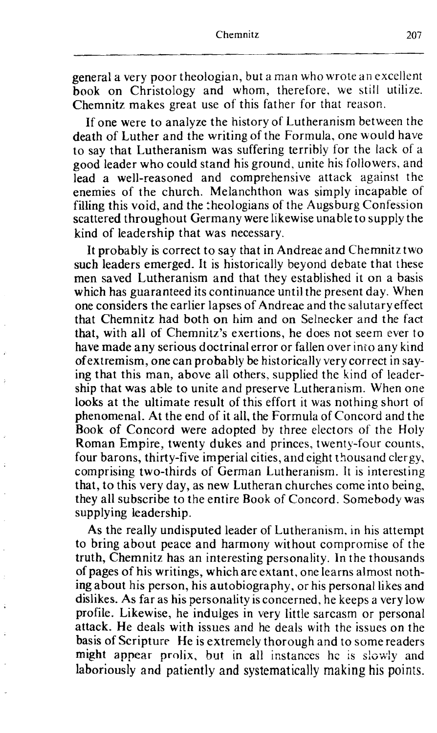general a very poor theologian, but a man who wrote an excellent book on Christology and whom, therefore, we still utilize. Chemnitz makes great use of this father for that reason.

If one were to analyze the history of Lutheranism between the death of Luther and the writing of the Formula, one would have to say that Lutheranism was suffering terribly for the lack of a good leader who could stand his ground, unite his followers, and lead a well-reasoned and comprehensive attack against the enemies of the church. Melanchthon was simply incapable of filling this void, and the theologians of the Augsburg Confession scattered throughout Germany were likewise unable to supply the kind of leadership that was necessary.

It probably is correct to say that in Andreae and Chemnitz two such leaders emerged. It is historically beyond debate that these men saved Lutheranism and that they established it on a basis which has guaranteed its continuance until the present day. When one considers the earlier lapses of Andreae and the salutary effect that Chemnitz had both on him and on Selnecker and the fact that, with all of Chemnitz's exertions, he does not seem ever to have made any serious doctrinal error or fallen over into any kind of extremism, one can probably be historically very correct in saying that this man, above all others, supplied the kind of leadership that was able to unite and preserve Lutheranism. When one looks at the ultimate result of this effort it was nothing short of phenomenal. At the end of it all, the Formula of Concord and the Book of Concord were adopted by three electors of the Holy Roman Empire, twenty dukes and princes, twenty-four counts, four barons, thirty-five imperial cities, and eight thousand clergy, comprising two-thirds of German Lutheranism. It is interesting that, to this very day, as new Lutheran churches come into being, they all subscribe to the entire Book of Concord. Somebody was supplying leadership.

As the really undisputed leader of Lutheranism, in his attempt to bring about peace and harmony without compromise of the truth, Chemnitz has an interesting personality. In the thousands of pages of his writings, which are extant, one learns almost nothing about his person, his autobiography, or his personal likes and dislikes. As far as his personality is concerned, he keeps a very low profile. Likewise, he indulges in very little sarcasm or personal attack. He deals with issues and he deals with the issues on the basis of Scripture. He is extremely thorough and to some readers might appear prolix, but in all instances he is slowly and laboriously and patiently and systematically making his points.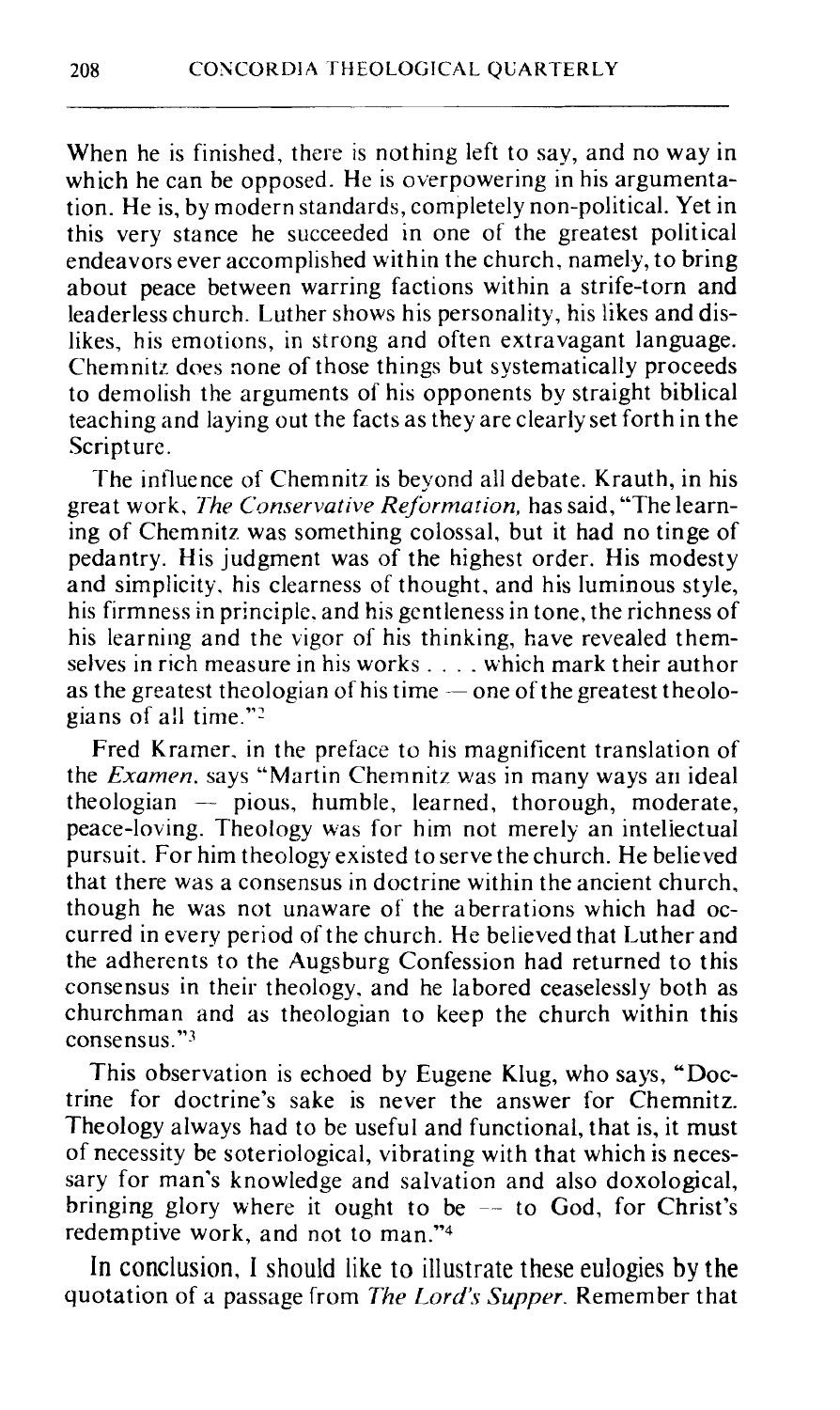When he is finished, there is nothing left to say, and no way in which he can be opposed. He is overpowering in his argumentation. He is, by modern standards, completely non-political. Yet in this very stance he succeeded in one of the greatest political endeavors ever accomplished within the church, namely, to bring about peace between warring factions within a strife-torn and leaderless church. Luther shows his personality, his likes and dislikes, his emotions, in strong and often extravagant language. Chemnitz does none of those things but systematically proceeds to demolish the arguments of his opponents by straight biblical teaching and laying out the facts as they are clearly set forth in the Scripture.

The influence of Chemnitz is beyond all debate. Krauth, in his great work, *The Conservative Reformation,* has said, "The learning of Chemnitz was something colossal, but it had no tinge of pedantry. His judgment was of the highest order. His modesty and simplicity, his clearness of thought, and his luminous style, his firmness in principle, and his gentleness in tone, the richness of his learning and the vigor of his thinking, have revealed themselves in rich measure in his works . . . . which mark their author as the greatest theologian of his time — one of the greatest theologians of all time."[2]

Fred Kramer, in the preface to his magnificent translation of the *Examen*, says "Martin Chemnitz was in many ways an ideal theologian — pious, humble, learned, thorough, moderate, peace-loving. Theology was for him not merely an intellectual pursuit. For him theology existed to serve the church. He believed that there was a consensus in doctrine within the ancient church, though he was not unaware of the aberrations which had occurred in every period of the church. He believed that Luther and the adherents to the Augsburg Confession had returned to this consensus in their theology, and he labored ceaselessly both as churchman and as theologian to keep the church within this consensus."[3]

This observation is echoed by Eugene Klug, who says, "Doctrine for doctrine's sake is never the answer for Chemnitz. Theology always had to be useful and functional, that is, it must of necessity be soteriological, vibrating with that which is necessary for man's knowledge and salvation and also doxological, bringing glory where it ought to be — to God, for Christ's redemptive work, and not to man."[4]

In conclusion, I should like to illustrate these eulogies by the quotation of a passage from *The Lord's Supper*. Remember that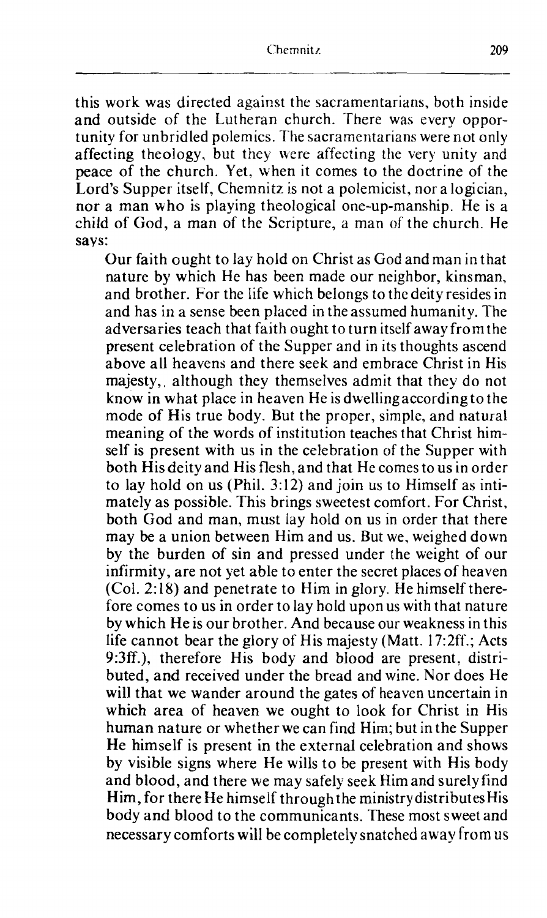this work was directed against the sacramentarians, both inside and outside of the Lutheran church. There was every opportunity for unbridled polemics. The sacramentarians were not only affecting theology, but they were affecting the very unity and peace of the church. Yet, when it comes to the doctrine of the Lord's Supper itself, Chemnitz is not a polemicist, nor a logician, nor a man who is playing theological one-up-manship. He is a child of God, a man of the Scripture, a man of the church. He says:

> Our faith ought to lay hold on Christ as God and man in that nature by which He has been made our neighbor, kinsman, and brother. For the life which belongs to the deity resides in and has in a sense been placed in the assumed humanity. The adversaries teach that faith ought to turn itself away from the present celebration of the Supper and in its thoughts ascend above all heavens and there seek and embrace Christ in His majesty,, although they themselves admit that they do not know in what place in heaven He is dwelling according to the mode of His true body. But the proper, simple, and natural meaning of the words of institution teaches that Christ himself is present with us in the celebration of the Supper with both His deity and His flesh, and that He comes to us in order to lay hold on us (Phil. 3:12) and join us to Himself as intimately as possible. This brings sweetest comfort. For Christ, both God and man, must lay hold on us in order that there may be a union between Him and us. But we, weighed down by the burden of sin and pressed under the weight of our infirmity, are not yet able to enter the secret places of heaven (Col. 2:18) and penetrate to Him in glory. He himself therefore comes to us in order to lay hold upon us with that nature by which He is our brother. And because our weakness in this life cannot bear the glory of His majesty (Matt. 17:2ff.; Acts 9:3ff.), therefore His body and blood are present, distributed, and received under the bread and wine. Nor does He will that we wander around the gates of heaven uncertain in which area of heaven we ought to look for Christ in His human nature or whether we can find Him; but in the Supper He himself is present in the external celebration and shows by visible signs where He wills to be present with His body and blood, and there we may safely seek Him and surely find Him, for there He himself through the ministry distributes His body and blood to the communicants. These most sweet and necessary comforts will be completely snatched away from us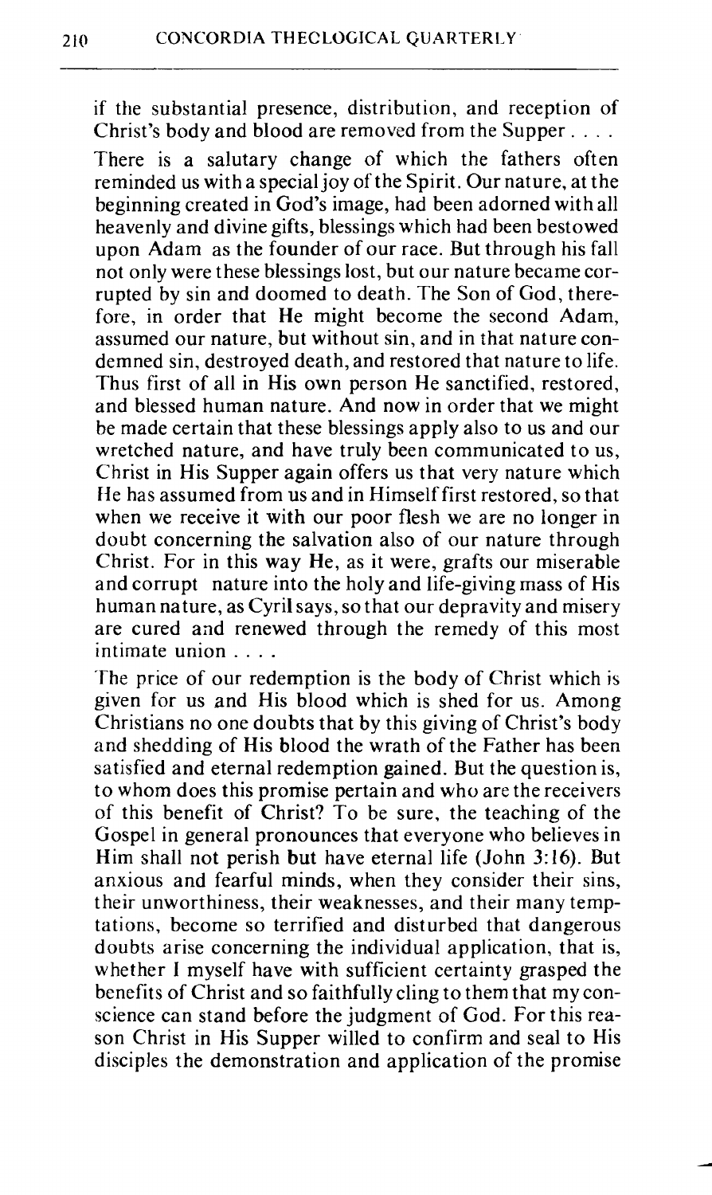if the substantial presence, distribution, and reception of Christ's body and blood are removed from the Supper . . . .

There is a salutary change of which the fathers often reminded us with a special joy of the Spirit. Our nature, at the beginning created in God's image, had been adorned with all heavenly and divine gifts, blessings which had been bestowed upon Adam as the founder of our race. But through his fall not only were these blessings lost, but our nature became corrupted by sin and doomed to death. The Son of God, therefore, in order that He might become the second Adam, assumed our nature, but without sin, and in that nature condemned sin, destroyed death, and restored that nature to life. Thus first of all in His own person He sanctified, restored, and blessed human nature. And now in order that we might be made certain that these blessings apply also to us and our wretched nature, and have truly been communicated to us, Christ in His Supper again offers us that very nature which He has assumed from us and in Himself first restored, so that when we receive it with our poor flesh we are no longer in doubt concerning the salvation also of our nature through Christ. For in this way He, as it were, grafts our miserable and corrupt nature into the holy and life-giving mass of His human nature, as Cyril says, so that our depravity and misery are cured and renewed through the remedy of this most intimate union . . . .

The price of our redemption is the body of Christ which is given for us and His blood which is shed for us. Among Christians no one doubts that by this giving of Christ's body and shedding of His blood the wrath of the Father has been satisfied and eternal redemption gained. But the question is, to whom does this promise pertain and who are the receivers of this benefit of Christ? To be sure, the teaching of the Gospel in general pronounces that everyone who believes in Him shall not perish but have eternal life (John 3:16). But anxious and fearful minds, when they consider their sins, their unworthiness, their weaknesses, and their many temptations, become so terrified and disturbed that dangerous doubts arise concerning the individual application, that is, whether I myself have with sufficient certainty grasped the benefits of Christ and so faithfully cling to them that my conscience can stand before the judgment of God. For this reason Christ in His Supper willed to confirm and seal to His disciples the demonstration and application of the promise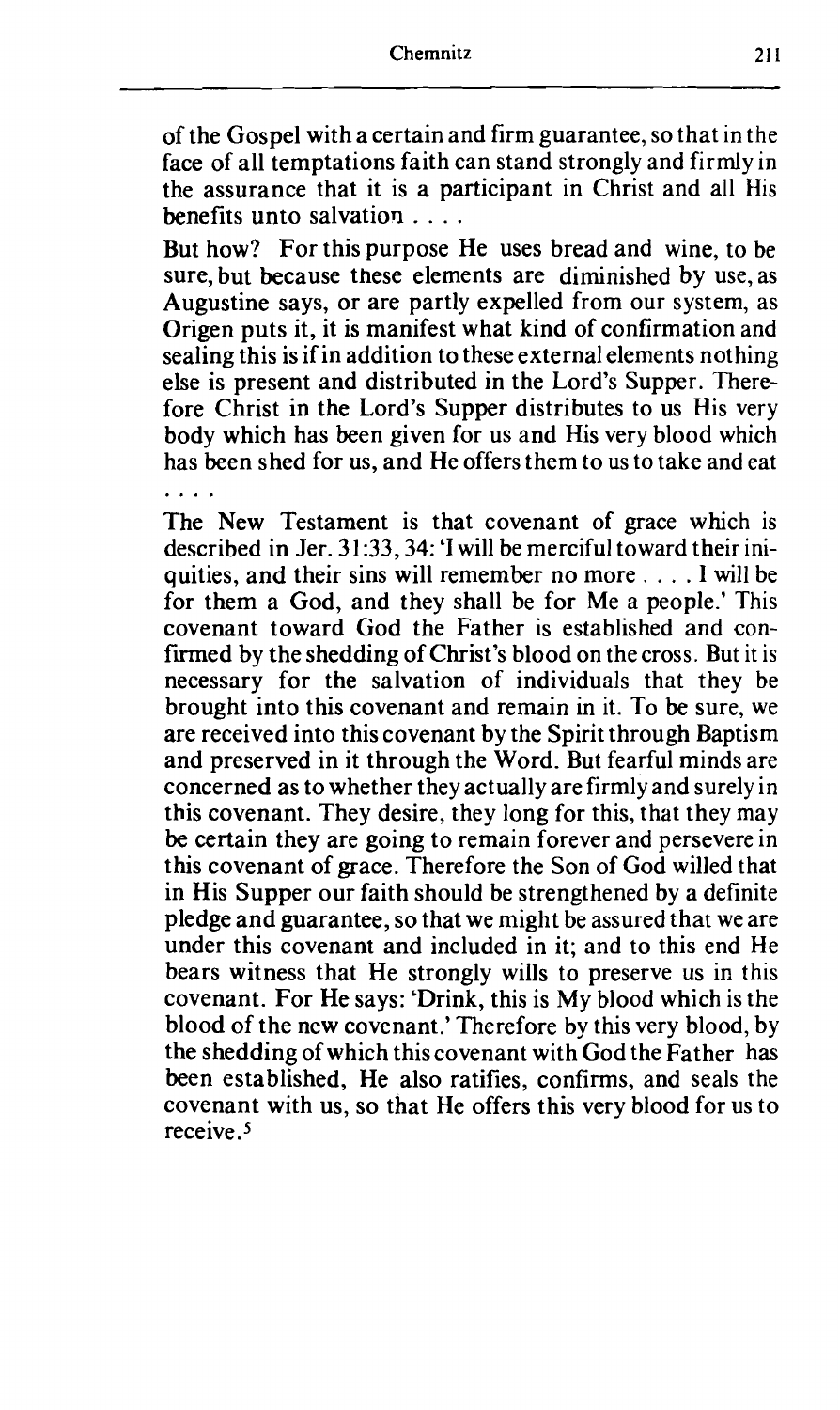of the Gospel with a certain and firm guarantee, so that in the face of all temptations faith can stand strongly and firmly in the assurance that it is a participant in Christ and all His benefits unto salvation . . . .

But how? For this purpose He uses bread and wine, to be sure, but because these elements are diminished by use, as Augustine says, or are partly expelled from our system, as Origen puts it, it is manifest what kind of confirmation and sealing this is if in addition to these external elements nothing else is present and distributed in the Lord's Supper. Therefore Christ in the Lord's Supper distributes to us His very body which has been given for us and His very blood which has been shed for us, and He offers them to us to take and eat . . . .

The New Testament is that covenant of grace which is described in Jer. 31:33, 34: 'I will be merciful toward their iniquities, and their sins will remember no more . . . . I will be for them a God, and they shall be for Me a people.' This covenant toward God the Father is established and confirmed by the shedding of Christ's blood on the cross. But it is necessary for the salvation of individuals that they be brought into this covenant and remain in it. To be sure, we are received into this covenant by the Spirit through Baptism and preserved in it through the Word. But fearful minds are concerned as to whether they actually are firmly and surely in this covenant. They desire, they long for this, that they may be certain they are going to remain forever and persevere in this covenant of grace. Therefore the Son of God willed that in His Supper our faith should be strengthened by a definite pledge and guarantee, so that we might be assured that we are under this covenant and included in it; and to this end He bears witness that He strongly wills to preserve us in this covenant. For He says: 'Drink, this is My blood which is the blood of the new covenant.' Therefore by this very blood, by the shedding of which this covenant with God the Father has been established, He also ratifies, confirms, and seals the covenant with us, so that He offers this very blood for us to receive.[5]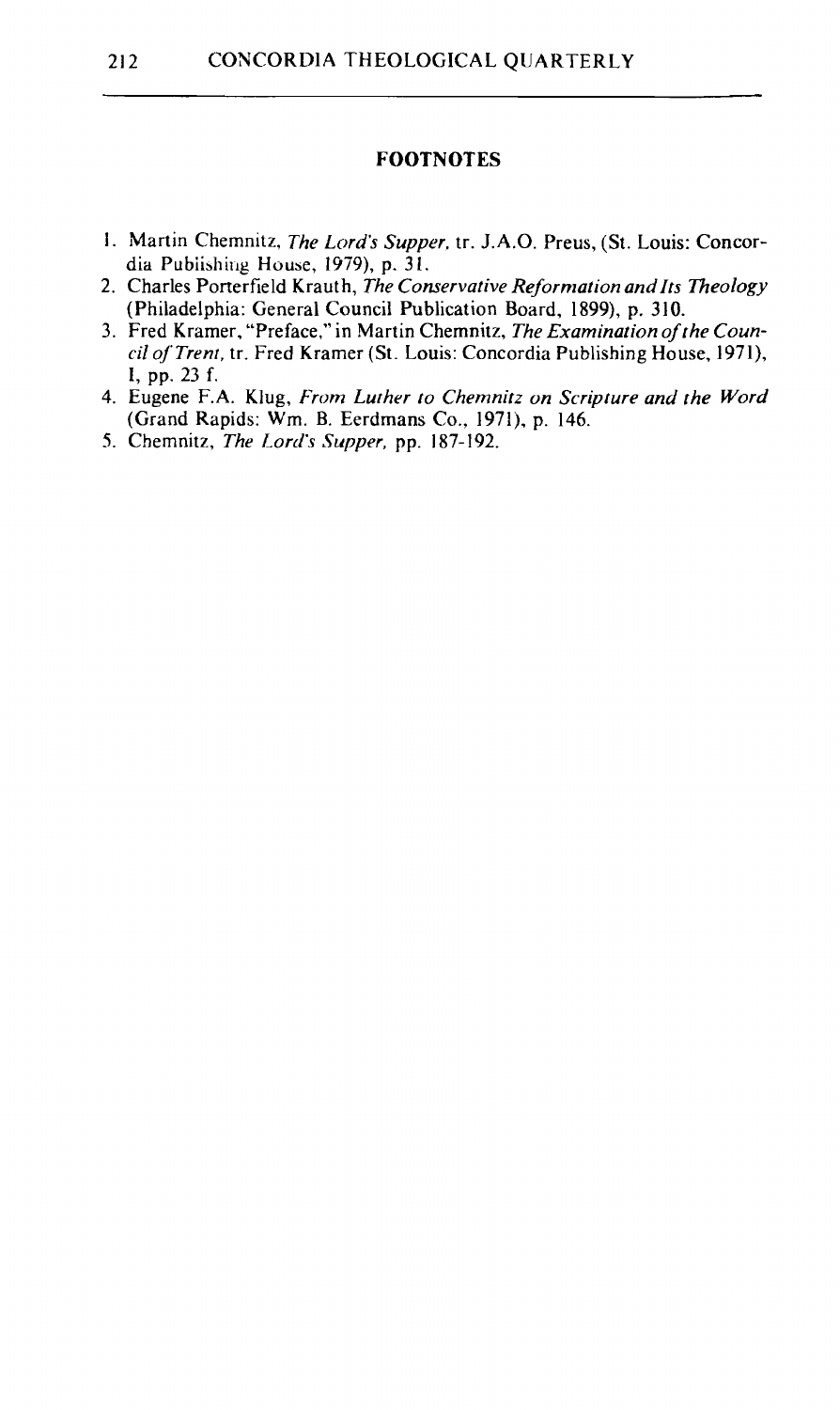## FOOTNOTES

1. Martin Chemnitz, *The Lord's Supper*, tr. J.A.O. Preus, (St. Louis: Concordia Publishing House, 1979), p. 31.
2. Charles Porterfield Krauth, *The Conservative Reformation and Its Theology* (Philadelphia: General Council Publication Board, 1899), p. 310.
3. Fred Kramer, "Preface," in Martin Chemnitz, *The Examination of the Council of Trent*, tr. Fred Kramer (St. Louis: Concordia Publishing House, 1971), I, pp. 23 f.
4. Eugene F.A. Klug, *From Luther to Chemnitz on Scripture and the Word* (Grand Rapids: Wm. B. Eerdmans Co., 1971), p. 146.
5. Chemnitz, *The Lord's Supper*, pp. 187-192.